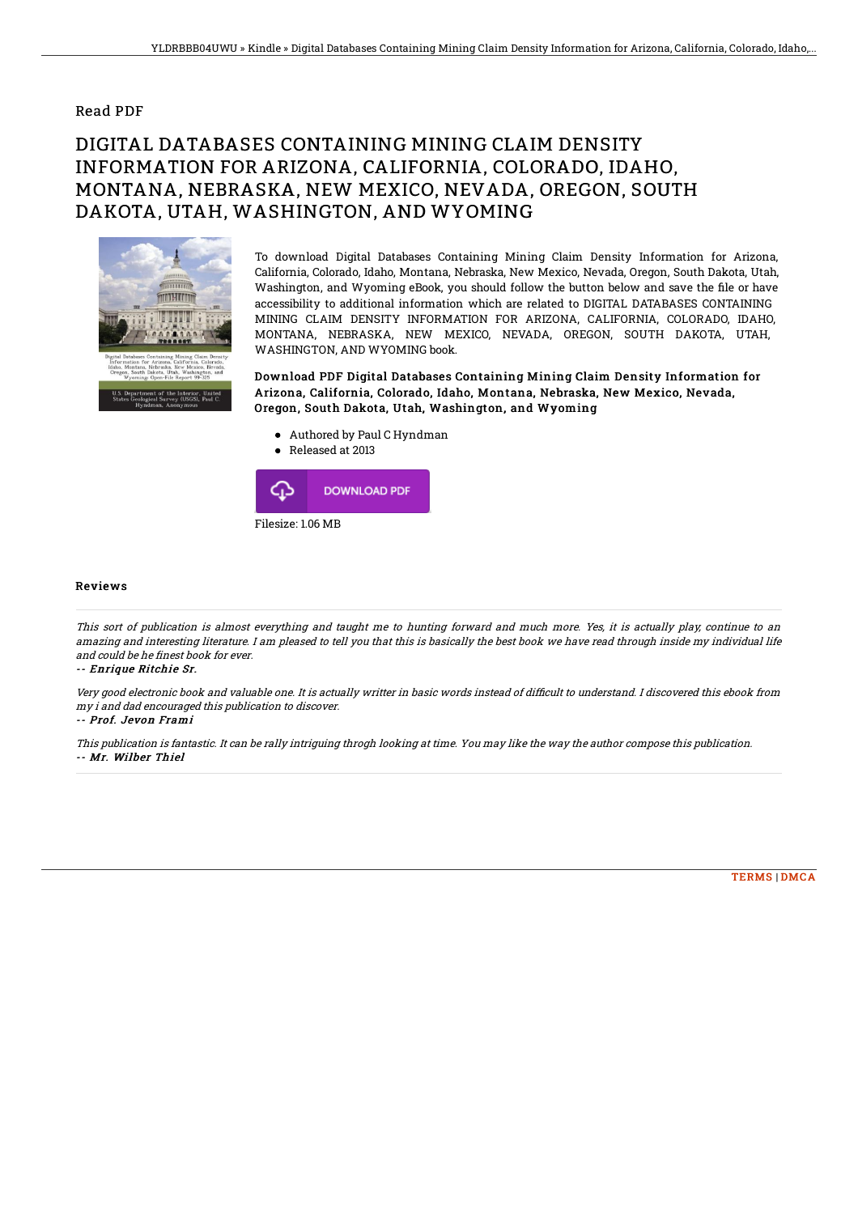# Read PDF

## DIGITAL DATABASES CONTAINING MINING CLAIM DENSITY INFORMATION FOR ARIZONA, CALIFORNIA, COLORADO, IDAHO, MONTANA, NEBRASKA, NEW MEXICO, NEVADA, OREGON, SOUTH DAKOTA, UTAH, WASHINGTON, AND WYOMING

To download Digital Databases Containing Mining Claim Density Information for Arizona, California, Colorado, Idaho, Montana, Nebraska, New Mexico, Nevada, Oregon, South Dakota, Utah, Washington, and Wyoming eBook, you should follow the button below and save the file or have accessibility to additional information which are related to DIGITAL DATABASES CONTAINING MINING CLAIM DENSITY INFORMATION FOR ARIZONA, CALIFORNIA, COLORADO, IDAHO, MONTANA, NEBRASKA, NEW MEXICO, NEVADA, OREGON, SOUTH DAKOTA, UTAH, WASHINGTON, AND WYOMING book.

**Download PDF Digital Databases Containing Mining Claim Density Information for Arizona, California, Colorado, Idaho, Montana, Nebraska, New Mexico, Nevada, Oregon, South Dakota, Utah, Washington, and Wyoming**

- Authored by Paul C Hyndman
- Released at 2013

DOWNLOAD PDF

Filesize: 1.06 MB

### Reviews

*This sort of publication is almost everything and taught me to hunting forward and much more. Yes, it is actually play, continue to an amazing and interesting literature. I am pleased to tell you that this is basically the best book we have read through inside my individual life and could be he finest book for ever.*

*-- Enrique Ritchie Sr.*

*Very good electronic book and valuable one. It is actually writter in basic words instead of difficult to understand. I discovered this ebook from my i and dad encouraged this publication to discover.*

*-- Prof. Jevon Frami*

*This publication is fantastic. It can be rally intriguing throgh looking at time. You may like the way the author compose this publication.*

*-- Mr. Wilber Thiel*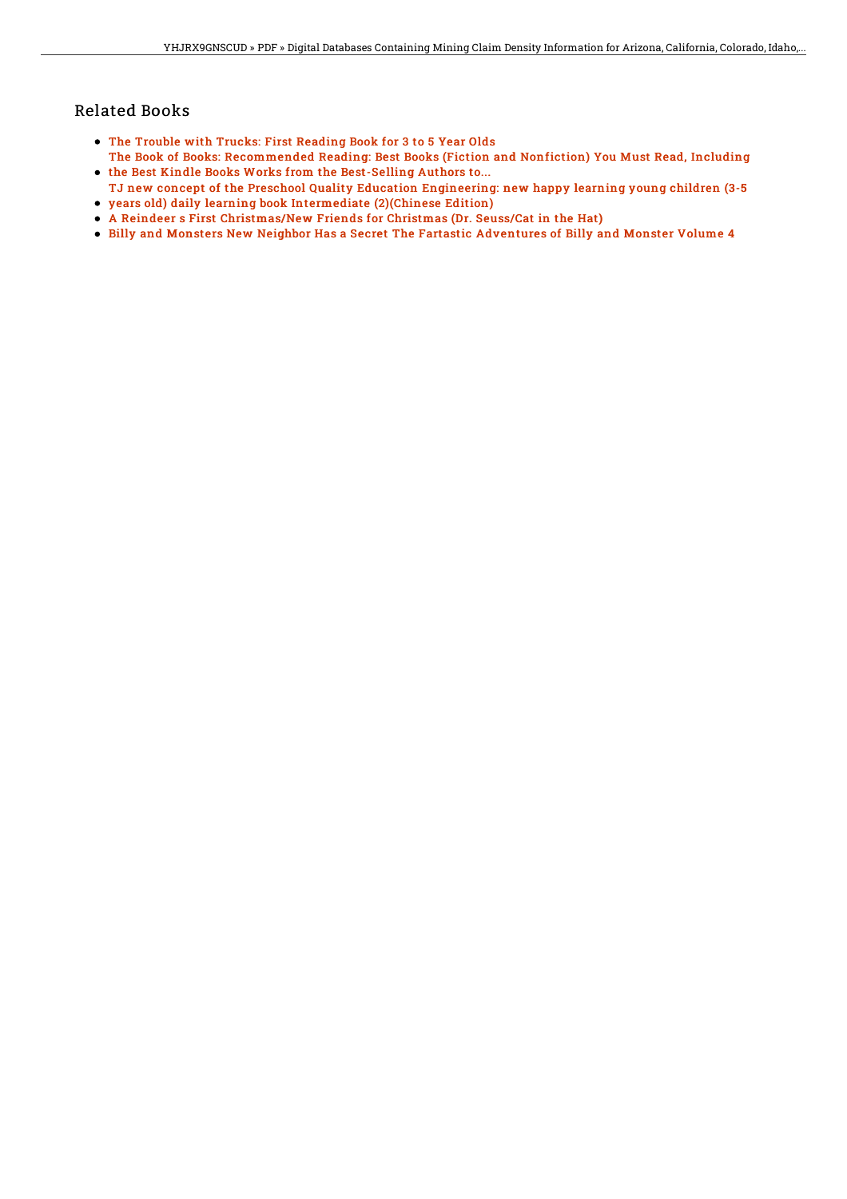## Related Books

- The Trouble with Trucks: First Reading Book for 3 to 5 Year Olds
- The Book of Books: Recommended Reading: Best Books (Fiction and Nonfiction) You Must Read, Including the Best Kindle Books Works from the Best-Selling Authors to...
- TJ new concept of the Preschool Quality Education Engineering: new happy learning young children (3-5 years old) daily learning book Intermediate (2)(Chinese Edition)
- A Reindeer s First Christmas/New Friends for Christmas (Dr. Seuss/Cat in the Hat)
- Billy and Monsters New Neighbor Has a Secret The Fartastic Adventures of Billy and Monster Volume 4